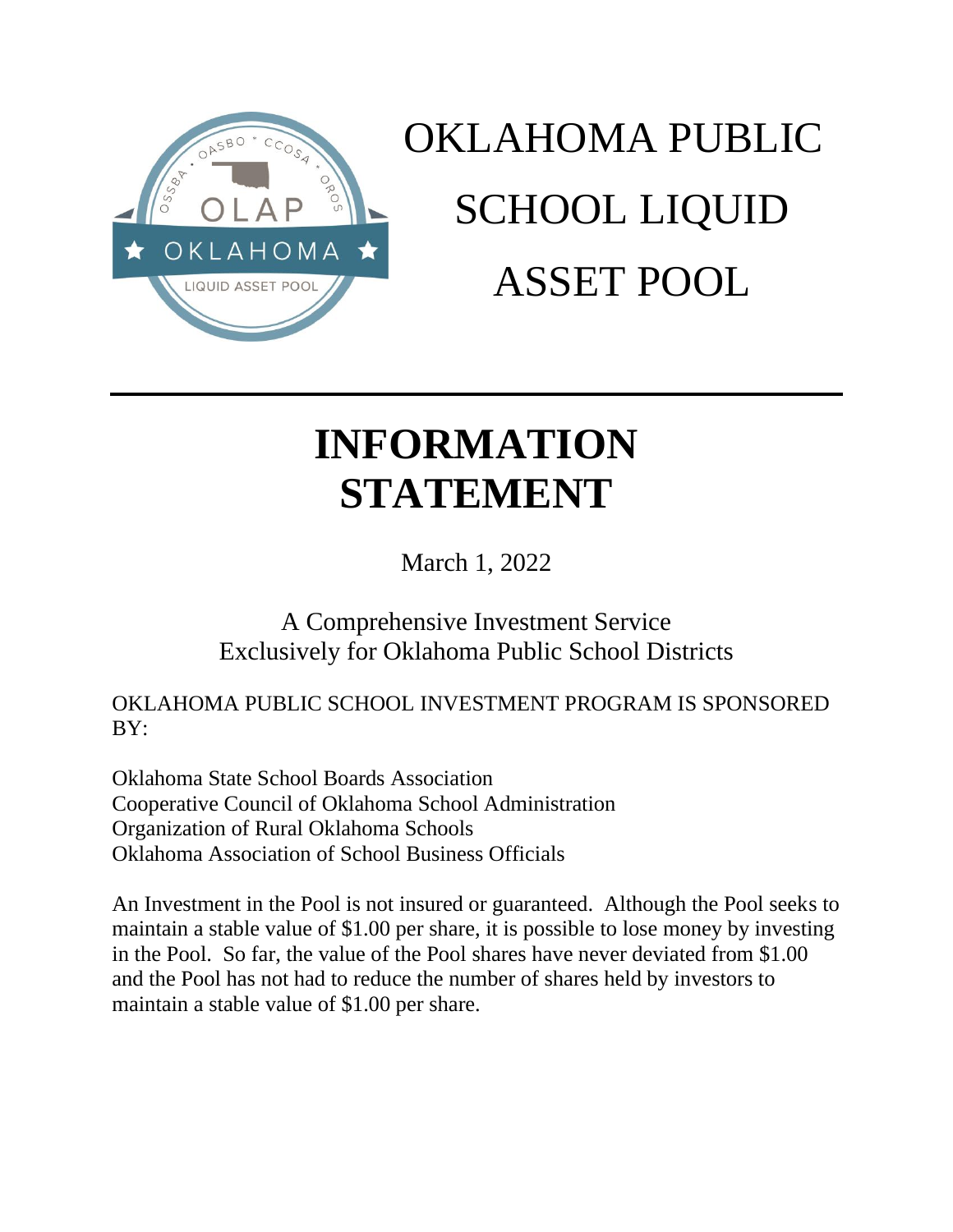# OKLAHOMA PUBLIC SCHOOL LIQUID ASSET POOL

---

# INFORMATION STATEMENT

March 1, 2022

A Comprehensive Investment Service
Exclusively for Oklahoma Public School Districts

OKLAHOMA PUBLIC SCHOOL INVESTMENT PROGRAM IS SPONSORED BY:

Oklahoma State School Boards Association
Cooperative Council of Oklahoma School Administration
Organization of Rural Oklahoma Schools
Oklahoma Association of School Business Officials

An Investment in the Pool is not insured or guaranteed. Although the Pool seeks to maintain a stable value of $1.00 per share, it is possible to lose money by investing in the Pool. So far, the value of the Pool shares have never deviated from $1.00 and the Pool has not had to reduce the number of shares held by investors to maintain a stable value of $1.00 per share.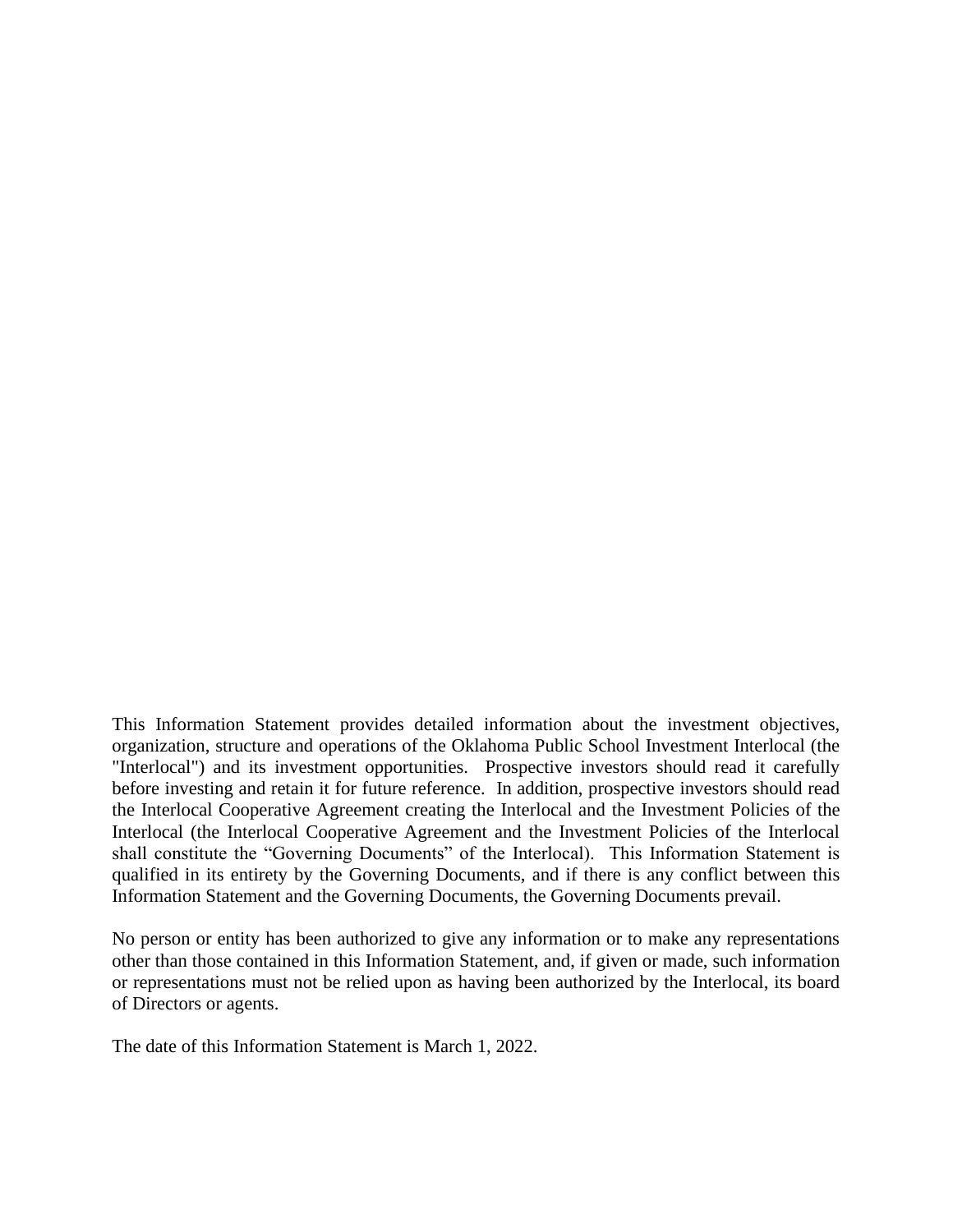This Information Statement provides detailed information about the investment objectives, organization, structure and operations of the Oklahoma Public School Investment Interlocal (the "Interlocal") and its investment opportunities. Prospective investors should read it carefully before investing and retain it for future reference. In addition, prospective investors should read the Interlocal Cooperative Agreement creating the Interlocal and the Investment Policies of the Interlocal (the Interlocal Cooperative Agreement and the Investment Policies of the Interlocal shall constitute the "Governing Documents" of the Interlocal). This Information Statement is qualified in its entirety by the Governing Documents, and if there is any conflict between this Information Statement and the Governing Documents, the Governing Documents prevail.

No person or entity has been authorized to give any information or to make any representations other than those contained in this Information Statement, and, if given or made, such information or representations must not be relied upon as having been authorized by the Interlocal, its board of Directors or agents.

The date of this Information Statement is March 1, 2022.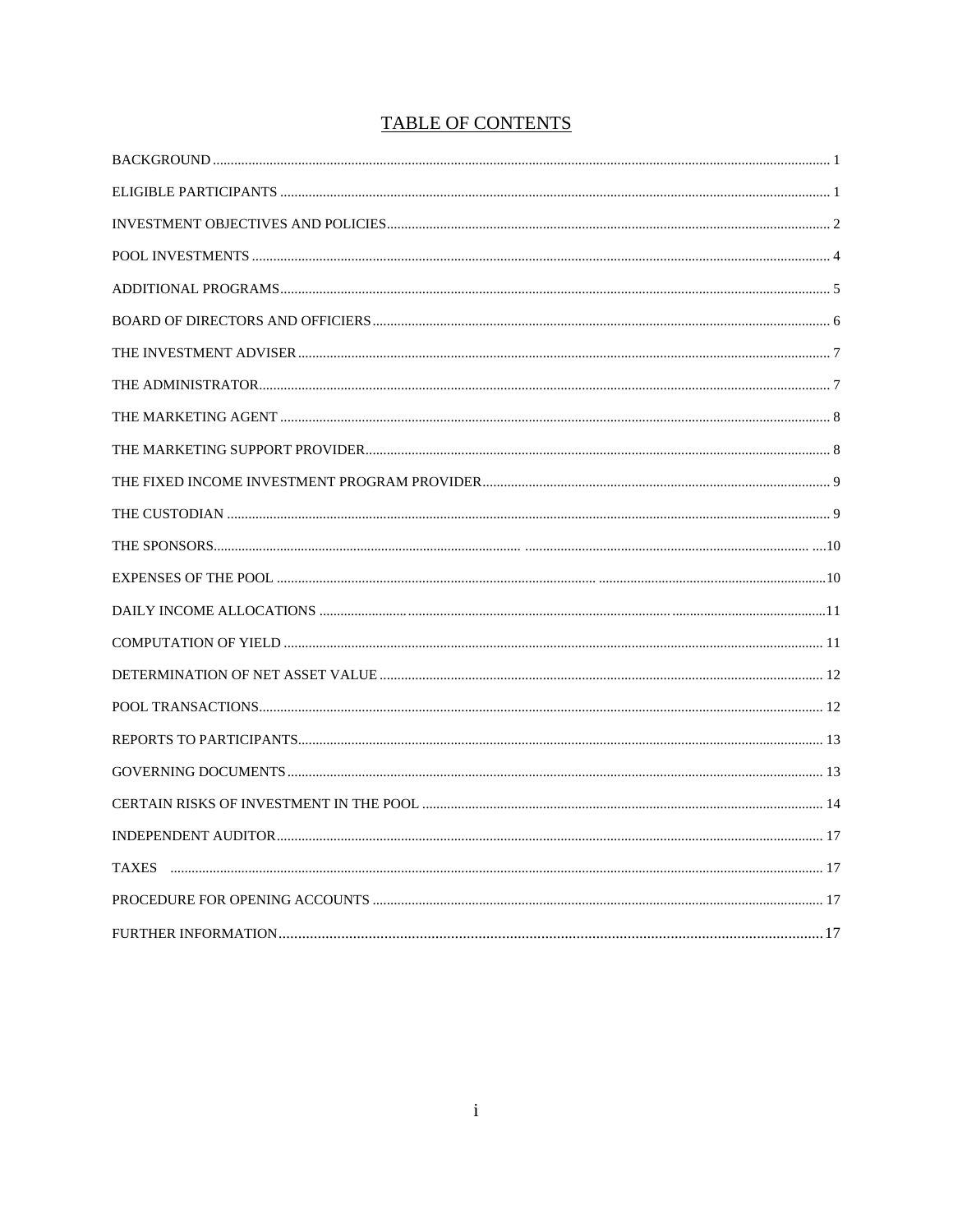# TABLE OF CONTENTS

| | |
|---|---|
| BACKGROUND | 1 |
| ELIGIBLE PARTICIPANTS | 1 |
| INVESTMENT OBJECTIVES AND POLICIES | 2 |
| POOL INVESTMENTS | 4 |
| ADDITIONAL PROGRAMS | 5 |
| BOARD OF DIRECTORS AND OFFICIERS | 6 |
| THE INVESTMENT ADVISER | 7 |
| THE ADMINISTRATOR | 7 |
| THE MARKETING AGENT | 8 |
| THE MARKETING SUPPORT PROVIDER | 8 |
| THE FIXED INCOME INVESTMENT PROGRAM PROVIDER | 9 |
| THE CUSTODIAN | 9 |
| THE SPONSORS | 10 |
| EXPENSES OF THE POOL | 10 |
| DAILY INCOME ALLOCATIONS | 11 |
| COMPUTATION OF YIELD | 11 |
| DETERMINATION OF NET ASSET VALUE | 12 |
| POOL TRANSACTIONS | 12 |
| REPORTS TO PARTICIPANTS | 13 |
| GOVERNING DOCUMENTS | 13 |
| CERTAIN RISKS OF INVESTMENT IN THE POOL | 14 |
| INDEPENDENT AUDITOR | 17 |
| TAXES | 17 |
| PROCEDURE FOR OPENING ACCOUNTS | 17 |
| FURTHER INFORMATION | 17 |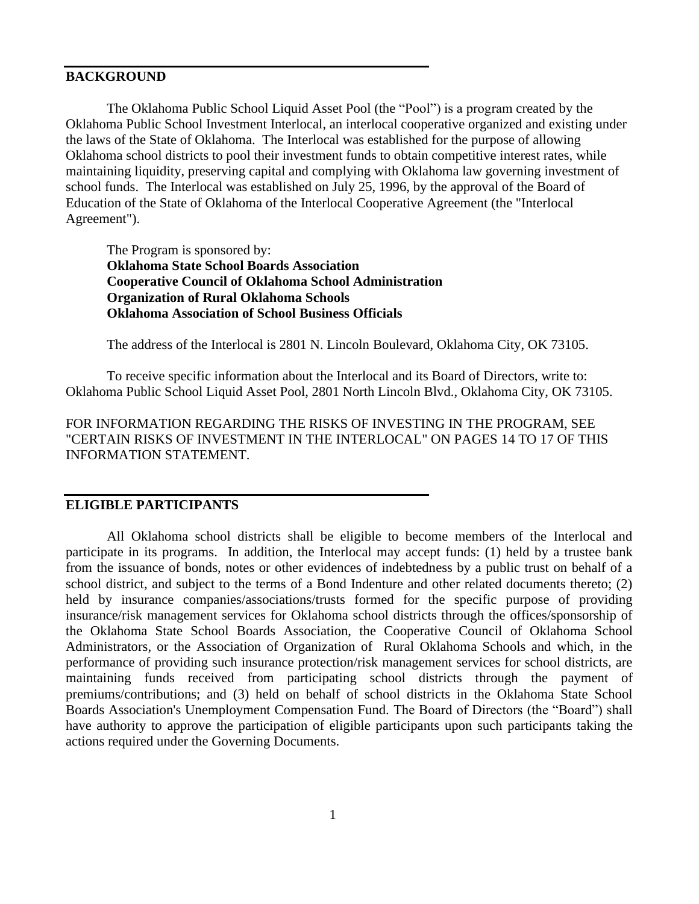## BACKGROUND

The Oklahoma Public School Liquid Asset Pool (the "Pool") is a program created by the Oklahoma Public School Investment Interlocal, an interlocal cooperative organized and existing under the laws of the State of Oklahoma. The Interlocal was established for the purpose of allowing Oklahoma school districts to pool their investment funds to obtain competitive interest rates, while maintaining liquidity, preserving capital and complying with Oklahoma law governing investment of school funds. The Interlocal was established on July 25, 1996, by the approval of the Board of Education of the State of Oklahoma of the Interlocal Cooperative Agreement (the "Interlocal Agreement").

The Program is sponsored by:
**Oklahoma State School Boards Association**
**Cooperative Council of Oklahoma School Administration**
**Organization of Rural Oklahoma Schools**
**Oklahoma Association of School Business Officials**

The address of the Interlocal is 2801 N. Lincoln Boulevard, Oklahoma City, OK 73105.

To receive specific information about the Interlocal and its Board of Directors, write to: Oklahoma Public School Liquid Asset Pool, 2801 North Lincoln Blvd., Oklahoma City, OK 73105.

FOR INFORMATION REGARDING THE RISKS OF INVESTING IN THE PROGRAM, SEE "CERTAIN RISKS OF INVESTMENT IN THE INTERLOCAL" ON PAGES 14 TO 17 OF THIS INFORMATION STATEMENT.

## ELIGIBLE PARTICIPANTS

All Oklahoma school districts shall be eligible to become members of the Interlocal and participate in its programs. In addition, the Interlocal may accept funds: (1) held by a trustee bank from the issuance of bonds, notes or other evidences of indebtedness by a public trust on behalf of a school district, and subject to the terms of a Bond Indenture and other related documents thereto; (2) held by insurance companies/associations/trusts formed for the specific purpose of providing insurance/risk management services for Oklahoma school districts through the offices/sponsorship of the Oklahoma State School Boards Association, the Cooperative Council of Oklahoma School Administrators, or the Association of Organization of Rural Oklahoma Schools and which, in the performance of providing such insurance protection/risk management services for school districts, are maintaining funds received from participating school districts through the payment of premiums/contributions; and (3) held on behalf of school districts in the Oklahoma State School Boards Association's Unemployment Compensation Fund. The Board of Directors (the "Board") shall have authority to approve the participation of eligible participants upon such participants taking the actions required under the Governing Documents.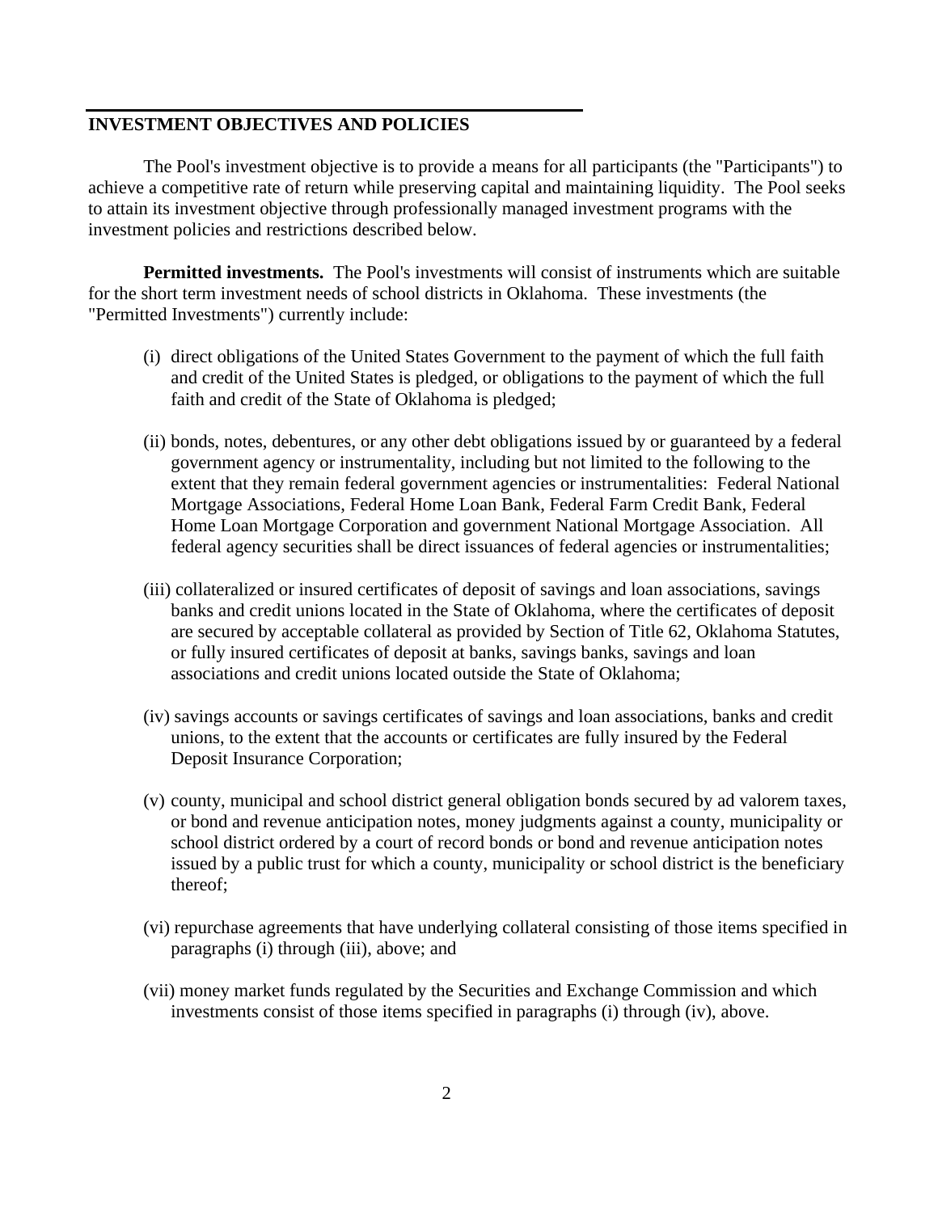## INVESTMENT OBJECTIVES AND POLICIES

The Pool's investment objective is to provide a means for all participants (the "Participants") to achieve a competitive rate of return while preserving capital and maintaining liquidity. The Pool seeks to attain its investment objective through professionally managed investment programs with the investment policies and restrictions described below.

**Permitted investments.** The Pool's investments will consist of instruments which are suitable for the short term investment needs of school districts in Oklahoma. These investments (the "Permitted Investments") currently include:

(i) direct obligations of the United States Government to the payment of which the full faith and credit of the United States is pledged, or obligations to the payment of which the full faith and credit of the State of Oklahoma is pledged;

(ii) bonds, notes, debentures, or any other debt obligations issued by or guaranteed by a federal government agency or instrumentality, including but not limited to the following to the extent that they remain federal government agencies or instrumentalities: Federal National Mortgage Associations, Federal Home Loan Bank, Federal Farm Credit Bank, Federal Home Loan Mortgage Corporation and government National Mortgage Association. All federal agency securities shall be direct issuances of federal agencies or instrumentalities;

(iii) collateralized or insured certificates of deposit of savings and loan associations, savings banks and credit unions located in the State of Oklahoma, where the certificates of deposit are secured by acceptable collateral as provided by Section of Title 62, Oklahoma Statutes, or fully insured certificates of deposit at banks, savings banks, savings and loan associations and credit unions located outside the State of Oklahoma;

(iv) savings accounts or savings certificates of savings and loan associations, banks and credit unions, to the extent that the accounts or certificates are fully insured by the Federal Deposit Insurance Corporation;

(v) county, municipal and school district general obligation bonds secured by ad valorem taxes, or bond and revenue anticipation notes, money judgments against a county, municipality or school district ordered by a court of record bonds or bond and revenue anticipation notes issued by a public trust for which a county, municipality or school district is the beneficiary thereof;

(vi) repurchase agreements that have underlying collateral consisting of those items specified in paragraphs (i) through (iii), above; and

(vii) money market funds regulated by the Securities and Exchange Commission and which investments consist of those items specified in paragraphs (i) through (iv), above.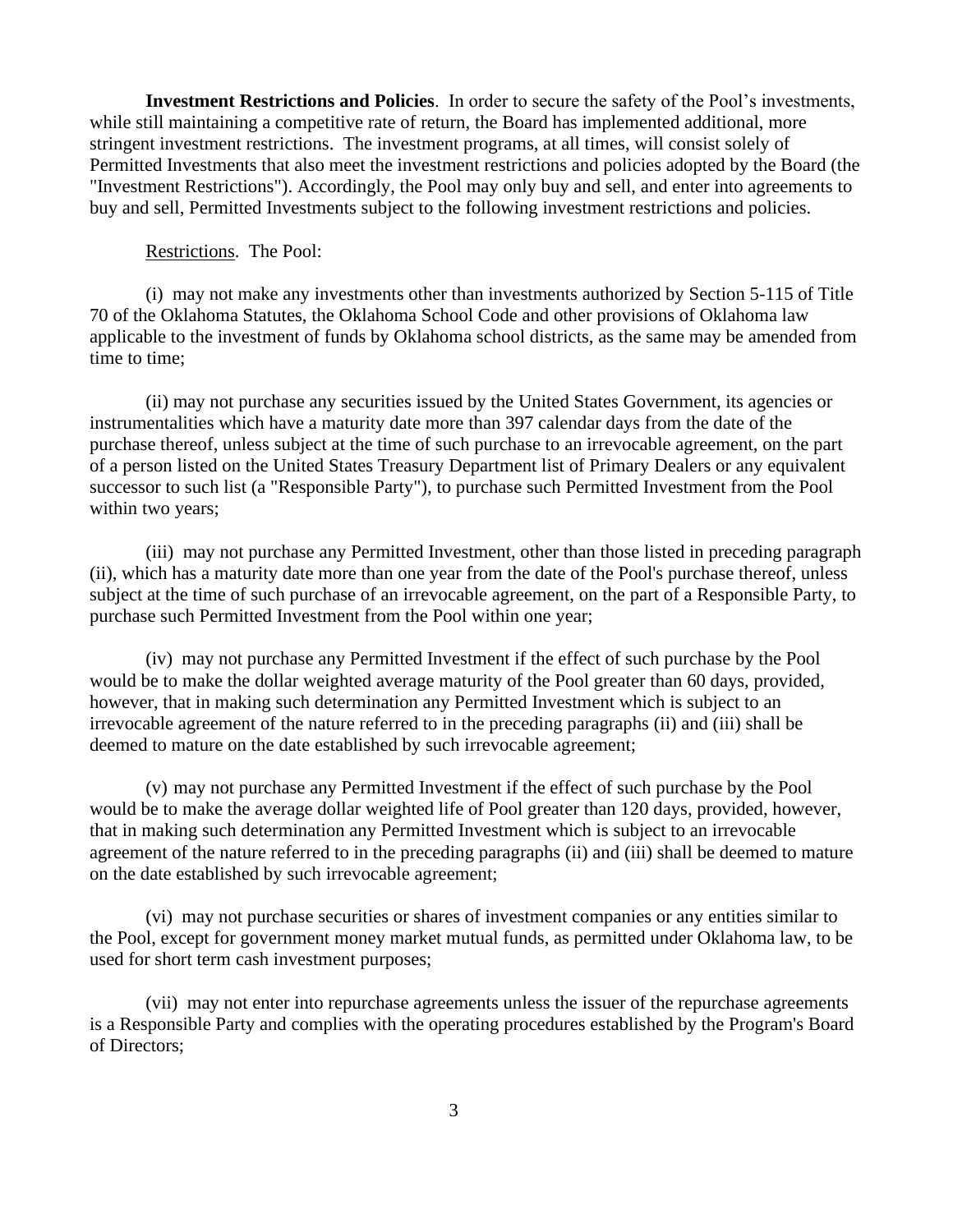**Investment Restrictions and Policies**. In order to secure the safety of the Pool's investments, while still maintaining a competitive rate of return, the Board has implemented additional, more stringent investment restrictions. The investment programs, at all times, will consist solely of Permitted Investments that also meet the investment restrictions and policies adopted by the Board (the "Investment Restrictions"). Accordingly, the Pool may only buy and sell, and enter into agreements to buy and sell, Permitted Investments subject to the following investment restrictions and policies.

Restrictions. The Pool:

(i) may not make any investments other than investments authorized by Section 5-115 of Title 70 of the Oklahoma Statutes, the Oklahoma School Code and other provisions of Oklahoma law applicable to the investment of funds by Oklahoma school districts, as the same may be amended from time to time;

(ii) may not purchase any securities issued by the United States Government, its agencies or instrumentalities which have a maturity date more than 397 calendar days from the date of the purchase thereof, unless subject at the time of such purchase to an irrevocable agreement, on the part of a person listed on the United States Treasury Department list of Primary Dealers or any equivalent successor to such list (a "Responsible Party"), to purchase such Permitted Investment from the Pool within two years;

(iii) may not purchase any Permitted Investment, other than those listed in preceding paragraph (ii), which has a maturity date more than one year from the date of the Pool's purchase thereof, unless subject at the time of such purchase of an irrevocable agreement, on the part of a Responsible Party, to purchase such Permitted Investment from the Pool within one year;

(iv) may not purchase any Permitted Investment if the effect of such purchase by the Pool would be to make the dollar weighted average maturity of the Pool greater than 60 days, provided, however, that in making such determination any Permitted Investment which is subject to an irrevocable agreement of the nature referred to in the preceding paragraphs (ii) and (iii) shall be deemed to mature on the date established by such irrevocable agreement;

(v) may not purchase any Permitted Investment if the effect of such purchase by the Pool would be to make the average dollar weighted life of Pool greater than 120 days, provided, however, that in making such determination any Permitted Investment which is subject to an irrevocable agreement of the nature referred to in the preceding paragraphs (ii) and (iii) shall be deemed to mature on the date established by such irrevocable agreement;

(vi) may not purchase securities or shares of investment companies or any entities similar to the Pool, except for government money market mutual funds, as permitted under Oklahoma law, to be used for short term cash investment purposes;

(vii) may not enter into repurchase agreements unless the issuer of the repurchase agreements is a Responsible Party and complies with the operating procedures established by the Program's Board of Directors;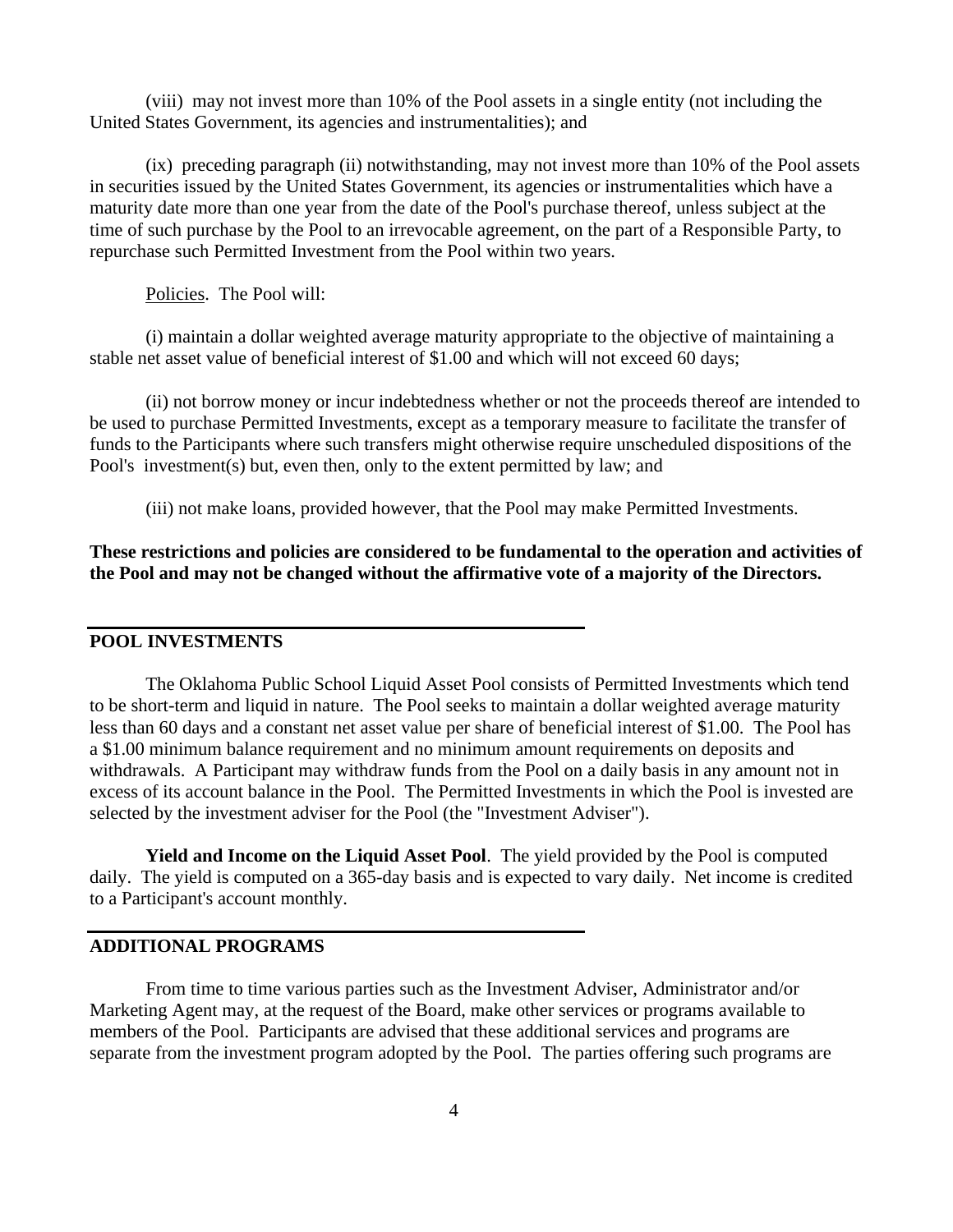(viii) may not invest more than 10% of the Pool assets in a single entity (not including the United States Government, its agencies and instrumentalities); and

(ix) preceding paragraph (ii) notwithstanding, may not invest more than 10% of the Pool assets in securities issued by the United States Government, its agencies or instrumentalities which have a maturity date more than one year from the date of the Pool's purchase thereof, unless subject at the time of such purchase by the Pool to an irrevocable agreement, on the part of a Responsible Party, to repurchase such Permitted Investment from the Pool within two years.

Policies. The Pool will:

(i) maintain a dollar weighted average maturity appropriate to the objective of maintaining a stable net asset value of beneficial interest of $1.00 and which will not exceed 60 days;

(ii) not borrow money or incur indebtedness whether or not the proceeds thereof are intended to be used to purchase Permitted Investments, except as a temporary measure to facilitate the transfer of funds to the Participants where such transfers might otherwise require unscheduled dispositions of the Pool's investment(s) but, even then, only to the extent permitted by law; and

(iii) not make loans, provided however, that the Pool may make Permitted Investments.

**These restrictions and policies are considered to be fundamental to the operation and activities of the Pool and may not be changed without the affirmative vote of a majority of the Directors.**

## POOL INVESTMENTS

The Oklahoma Public School Liquid Asset Pool consists of Permitted Investments which tend to be short-term and liquid in nature. The Pool seeks to maintain a dollar weighted average maturity less than 60 days and a constant net asset value per share of beneficial interest of $1.00. The Pool has a $1.00 minimum balance requirement and no minimum amount requirements on deposits and withdrawals. A Participant may withdraw funds from the Pool on a daily basis in any amount not in excess of its account balance in the Pool. The Permitted Investments in which the Pool is invested are selected by the investment adviser for the Pool (the "Investment Adviser").

**Yield and Income on the Liquid Asset Pool**. The yield provided by the Pool is computed daily. The yield is computed on a 365-day basis and is expected to vary daily. Net income is credited to a Participant's account monthly.

## ADDITIONAL PROGRAMS

From time to time various parties such as the Investment Adviser, Administrator and/or Marketing Agent may, at the request of the Board, make other services or programs available to members of the Pool. Participants are advised that these additional services and programs are separate from the investment program adopted by the Pool. The parties offering such programs are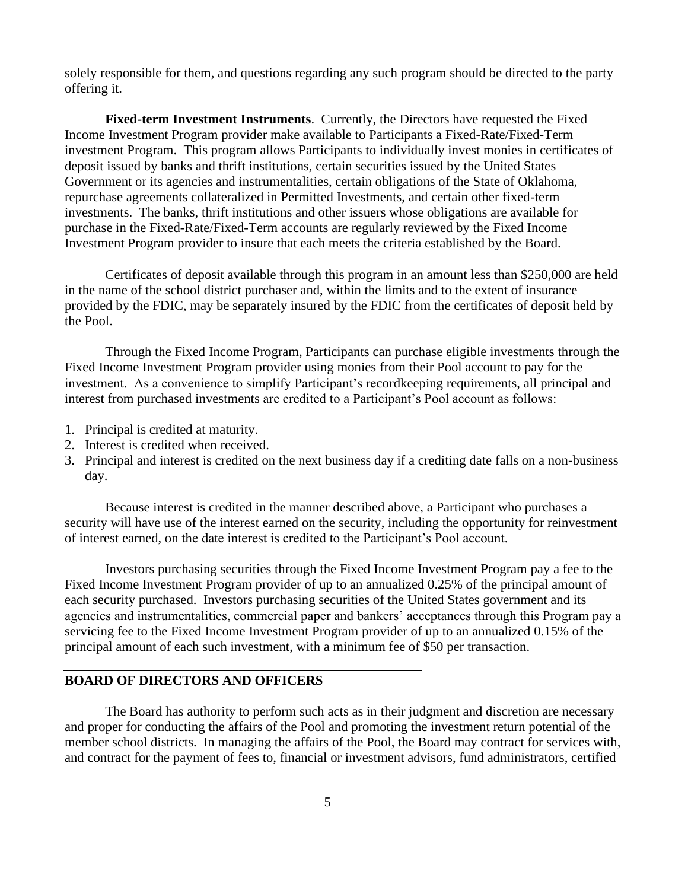solely responsible for them, and questions regarding any such program should be directed to the party offering it.

**Fixed-term Investment Instruments**. Currently, the Directors have requested the Fixed Income Investment Program provider make available to Participants a Fixed-Rate/Fixed-Term investment Program. This program allows Participants to individually invest monies in certificates of deposit issued by banks and thrift institutions, certain securities issued by the United States Government or its agencies and instrumentalities, certain obligations of the State of Oklahoma, repurchase agreements collateralized in Permitted Investments, and certain other fixed-term investments. The banks, thrift institutions and other issuers whose obligations are available for purchase in the Fixed-Rate/Fixed-Term accounts are regularly reviewed by the Fixed Income Investment Program provider to insure that each meets the criteria established by the Board.

Certificates of deposit available through this program in an amount less than $250,000 are held in the name of the school district purchaser and, within the limits and to the extent of insurance provided by the FDIC, may be separately insured by the FDIC from the certificates of deposit held by the Pool.

Through the Fixed Income Program, Participants can purchase eligible investments through the Fixed Income Investment Program provider using monies from their Pool account to pay for the investment. As a convenience to simplify Participant's recordkeeping requirements, all principal and interest from purchased investments are credited to a Participant's Pool account as follows:

1. Principal is credited at maturity.
2. Interest is credited when received.
3. Principal and interest is credited on the next business day if a crediting date falls on a non-business day.

Because interest is credited in the manner described above, a Participant who purchases a security will have use of the interest earned on the security, including the opportunity for reinvestment of interest earned, on the date interest is credited to the Participant's Pool account.

Investors purchasing securities through the Fixed Income Investment Program pay a fee to the Fixed Income Investment Program provider of up to an annualized 0.25% of the principal amount of each security purchased. Investors purchasing securities of the United States government and its agencies and instrumentalities, commercial paper and bankers' acceptances through this Program pay a servicing fee to the Fixed Income Investment Program provider of up to an annualized 0.15% of the principal amount of each such investment, with a minimum fee of $50 per transaction.

## BOARD OF DIRECTORS AND OFFICERS

The Board has authority to perform such acts as in their judgment and discretion are necessary and proper for conducting the affairs of the Pool and promoting the investment return potential of the member school districts. In managing the affairs of the Pool, the Board may contract for services with, and contract for the payment of fees to, financial or investment advisors, fund administrators, certified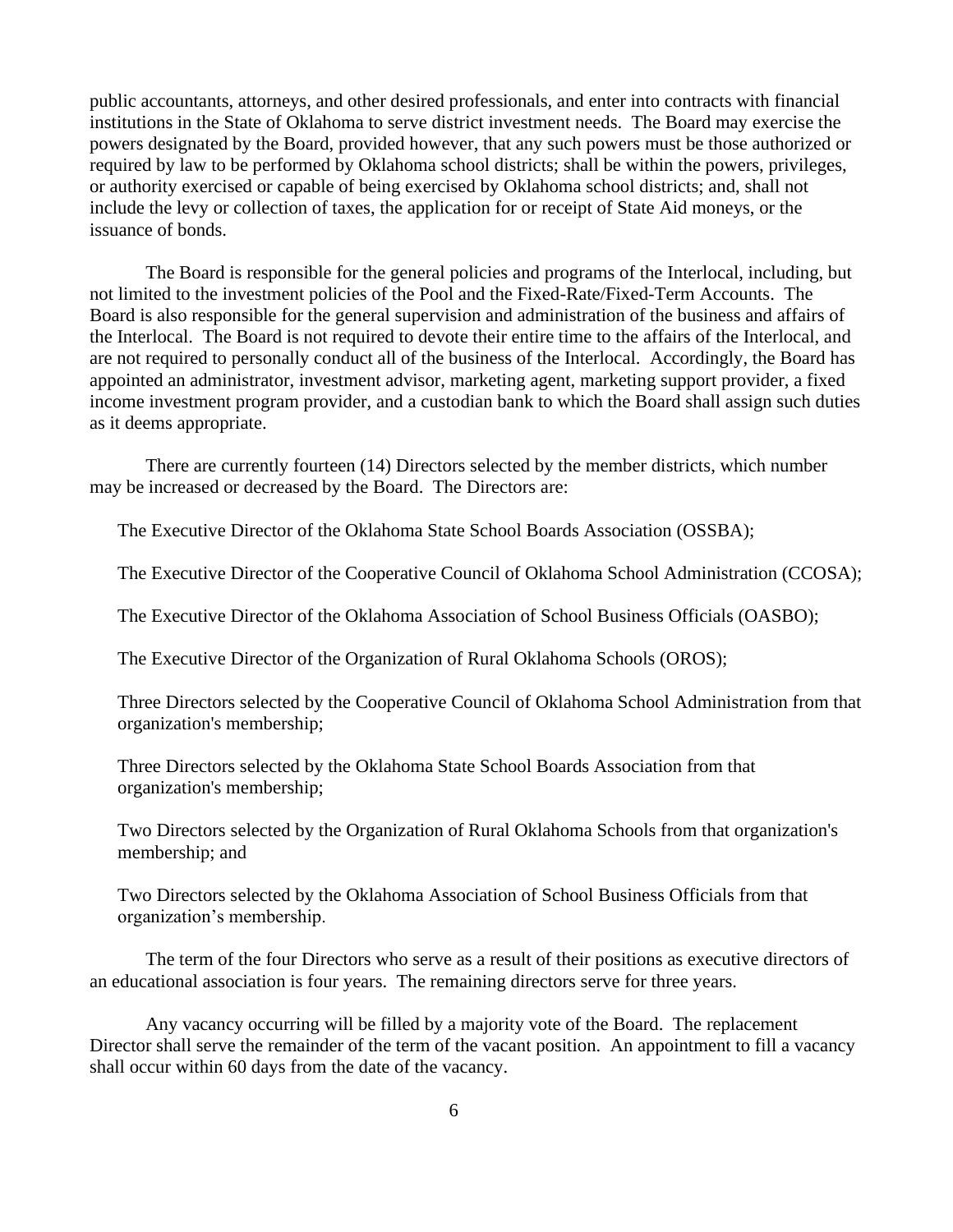public accountants, attorneys, and other desired professionals, and enter into contracts with financial institutions in the State of Oklahoma to serve district investment needs. The Board may exercise the powers designated by the Board, provided however, that any such powers must be those authorized or required by law to be performed by Oklahoma school districts; shall be within the powers, privileges, or authority exercised or capable of being exercised by Oklahoma school districts; and, shall not include the levy or collection of taxes, the application for or receipt of State Aid moneys, or the issuance of bonds.

The Board is responsible for the general policies and programs of the Interlocal, including, but not limited to the investment policies of the Pool and the Fixed-Rate/Fixed-Term Accounts. The Board is also responsible for the general supervision and administration of the business and affairs of the Interlocal. The Board is not required to devote their entire time to the affairs of the Interlocal, and are not required to personally conduct all of the business of the Interlocal. Accordingly, the Board has appointed an administrator, investment advisor, marketing agent, marketing support provider, a fixed income investment program provider, and a custodian bank to which the Board shall assign such duties as it deems appropriate.

There are currently fourteen (14) Directors selected by the member districts, which number may be increased or decreased by the Board. The Directors are:

The Executive Director of the Oklahoma State School Boards Association (OSSBA);

The Executive Director of the Cooperative Council of Oklahoma School Administration (CCOSA);

The Executive Director of the Oklahoma Association of School Business Officials (OASBO);

The Executive Director of the Organization of Rural Oklahoma Schools (OROS);

Three Directors selected by the Cooperative Council of Oklahoma School Administration from that organization's membership;

Three Directors selected by the Oklahoma State School Boards Association from that organization's membership;

Two Directors selected by the Organization of Rural Oklahoma Schools from that organization's membership; and

Two Directors selected by the Oklahoma Association of School Business Officials from that organization's membership.

The term of the four Directors who serve as a result of their positions as executive directors of an educational association is four years. The remaining directors serve for three years.

Any vacancy occurring will be filled by a majority vote of the Board. The replacement Director shall serve the remainder of the term of the vacant position. An appointment to fill a vacancy shall occur within 60 days from the date of the vacancy.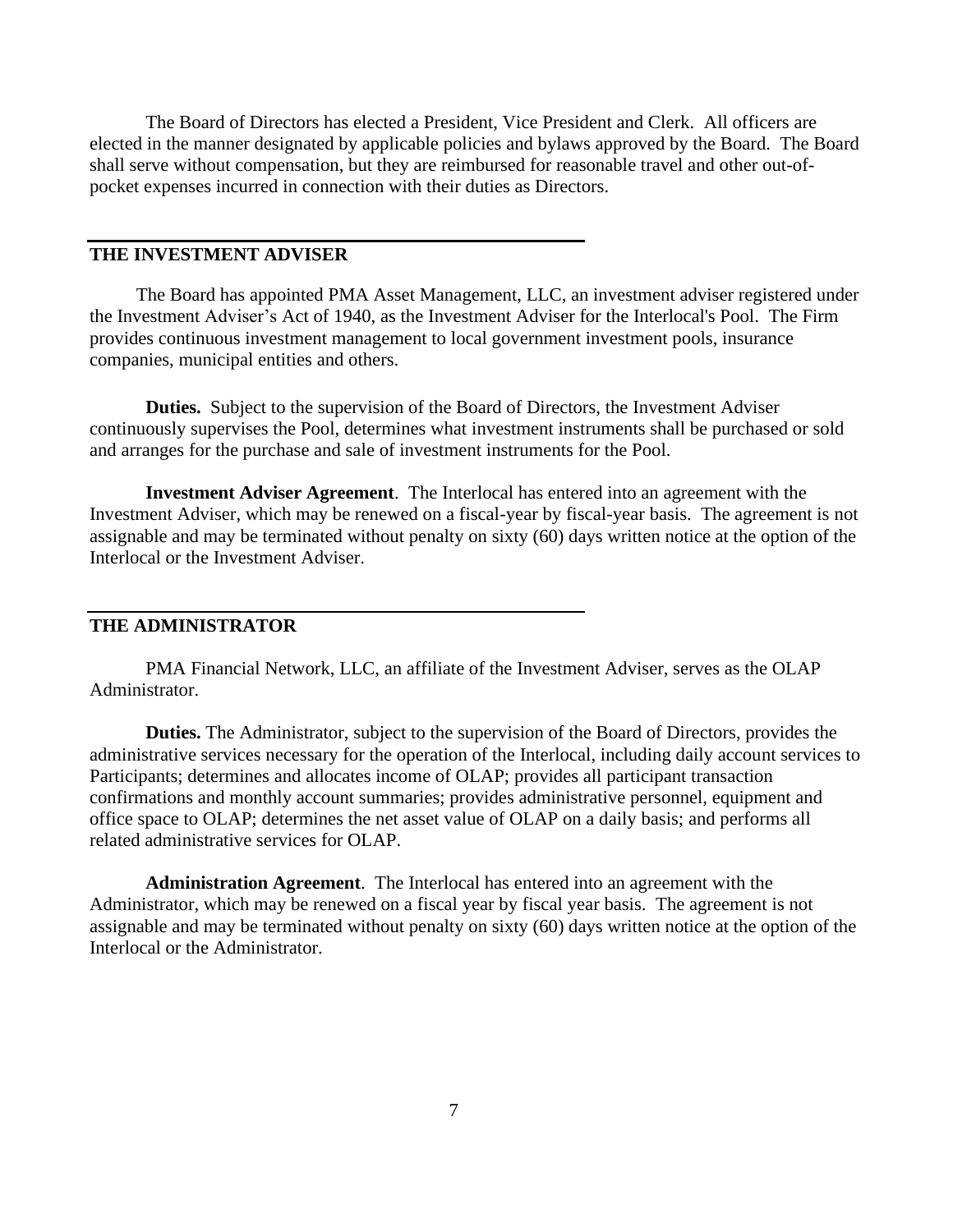The Board of Directors has elected a President, Vice President and Clerk. All officers are elected in the manner designated by applicable policies and bylaws approved by the Board. The Board shall serve without compensation, but they are reimbursed for reasonable travel and other out-of-pocket expenses incurred in connection with their duties as Directors.

## THE INVESTMENT ADVISER

The Board has appointed PMA Asset Management, LLC, an investment adviser registered under the Investment Adviser's Act of 1940, as the Investment Adviser for the Interlocal's Pool. The Firm provides continuous investment management to local government investment pools, insurance companies, municipal entities and others.

**Duties.** Subject to the supervision of the Board of Directors, the Investment Adviser continuously supervises the Pool, determines what investment instruments shall be purchased or sold and arranges for the purchase and sale of investment instruments for the Pool.

**Investment Adviser Agreement**. The Interlocal has entered into an agreement with the Investment Adviser, which may be renewed on a fiscal-year by fiscal-year basis. The agreement is not assignable and may be terminated without penalty on sixty (60) days written notice at the option of the Interlocal or the Investment Adviser.

## THE ADMINISTRATOR

PMA Financial Network, LLC, an affiliate of the Investment Adviser, serves as the OLAP Administrator.

**Duties.** The Administrator, subject to the supervision of the Board of Directors, provides the administrative services necessary for the operation of the Interlocal, including daily account services to Participants; determines and allocates income of OLAP; provides all participant transaction confirmations and monthly account summaries; provides administrative personnel, equipment and office space to OLAP; determines the net asset value of OLAP on a daily basis; and performs all related administrative services for OLAP.

**Administration Agreement**. The Interlocal has entered into an agreement with the Administrator, which may be renewed on a fiscal year by fiscal year basis. The agreement is not assignable and may be terminated without penalty on sixty (60) days written notice at the option of the Interlocal or the Administrator.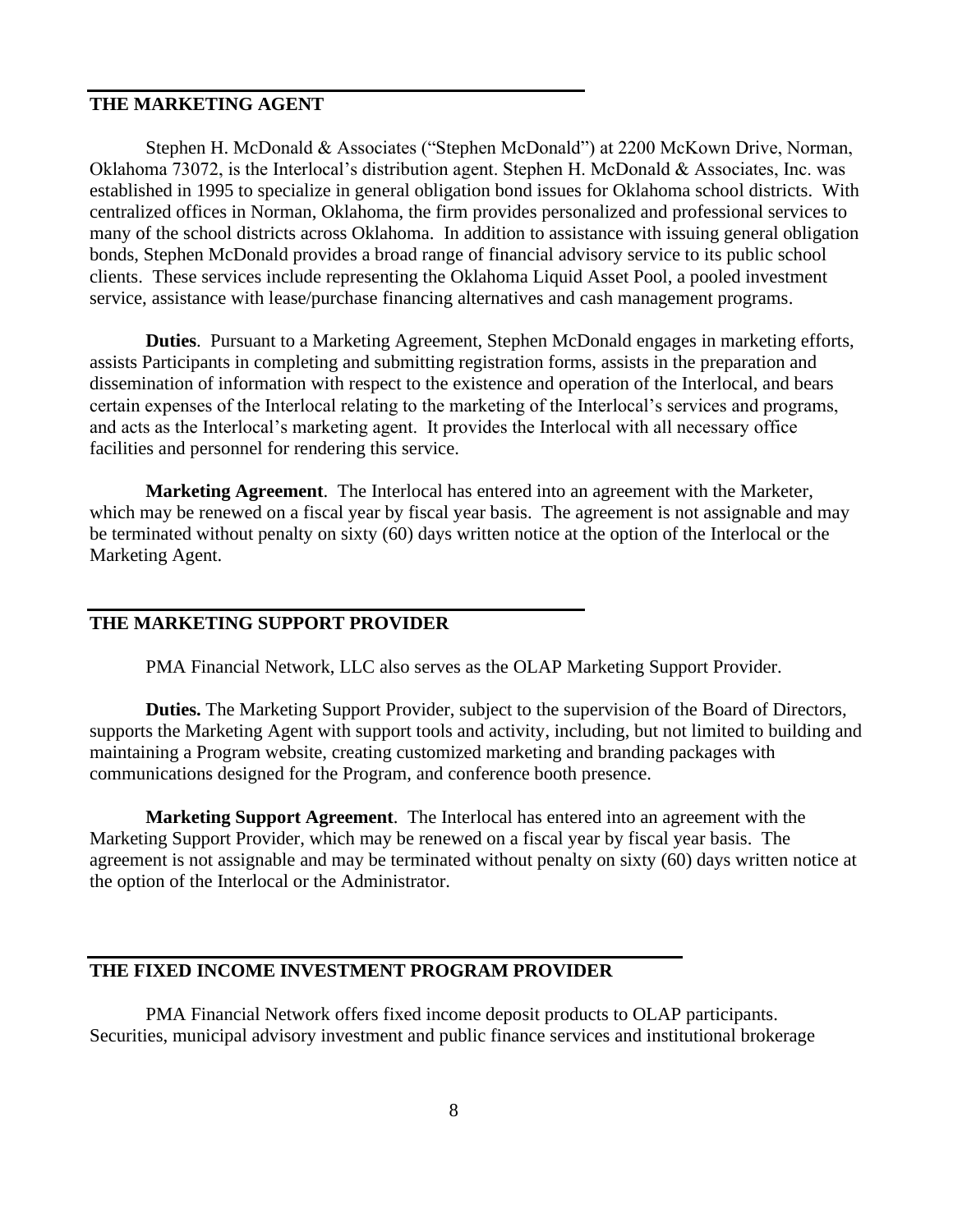## THE MARKETING AGENT

Stephen H. McDonald & Associates ("Stephen McDonald") at 2200 McKown Drive, Norman, Oklahoma 73072, is the Interlocal's distribution agent. Stephen H. McDonald & Associates, Inc. was established in 1995 to specialize in general obligation bond issues for Oklahoma school districts. With centralized offices in Norman, Oklahoma, the firm provides personalized and professional services to many of the school districts across Oklahoma. In addition to assistance with issuing general obligation bonds, Stephen McDonald provides a broad range of financial advisory service to its public school clients. These services include representing the Oklahoma Liquid Asset Pool, a pooled investment service, assistance with lease/purchase financing alternatives and cash management programs.

**Duties**. Pursuant to a Marketing Agreement, Stephen McDonald engages in marketing efforts, assists Participants in completing and submitting registration forms, assists in the preparation and dissemination of information with respect to the existence and operation of the Interlocal, and bears certain expenses of the Interlocal relating to the marketing of the Interlocal's services and programs, and acts as the Interlocal's marketing agent. It provides the Interlocal with all necessary office facilities and personnel for rendering this service.

**Marketing Agreement**. The Interlocal has entered into an agreement with the Marketer, which may be renewed on a fiscal year by fiscal year basis. The agreement is not assignable and may be terminated without penalty on sixty (60) days written notice at the option of the Interlocal or the Marketing Agent.

## THE MARKETING SUPPORT PROVIDER

PMA Financial Network, LLC also serves as the OLAP Marketing Support Provider.

**Duties.** The Marketing Support Provider, subject to the supervision of the Board of Directors, supports the Marketing Agent with support tools and activity, including, but not limited to building and maintaining a Program website, creating customized marketing and branding packages with communications designed for the Program, and conference booth presence.

**Marketing Support Agreement**. The Interlocal has entered into an agreement with the Marketing Support Provider, which may be renewed on a fiscal year by fiscal year basis. The agreement is not assignable and may be terminated without penalty on sixty (60) days written notice at the option of the Interlocal or the Administrator.

## THE FIXED INCOME INVESTMENT PROGRAM PROVIDER

PMA Financial Network offers fixed income deposit products to OLAP participants. Securities, municipal advisory investment and public finance services and institutional brokerage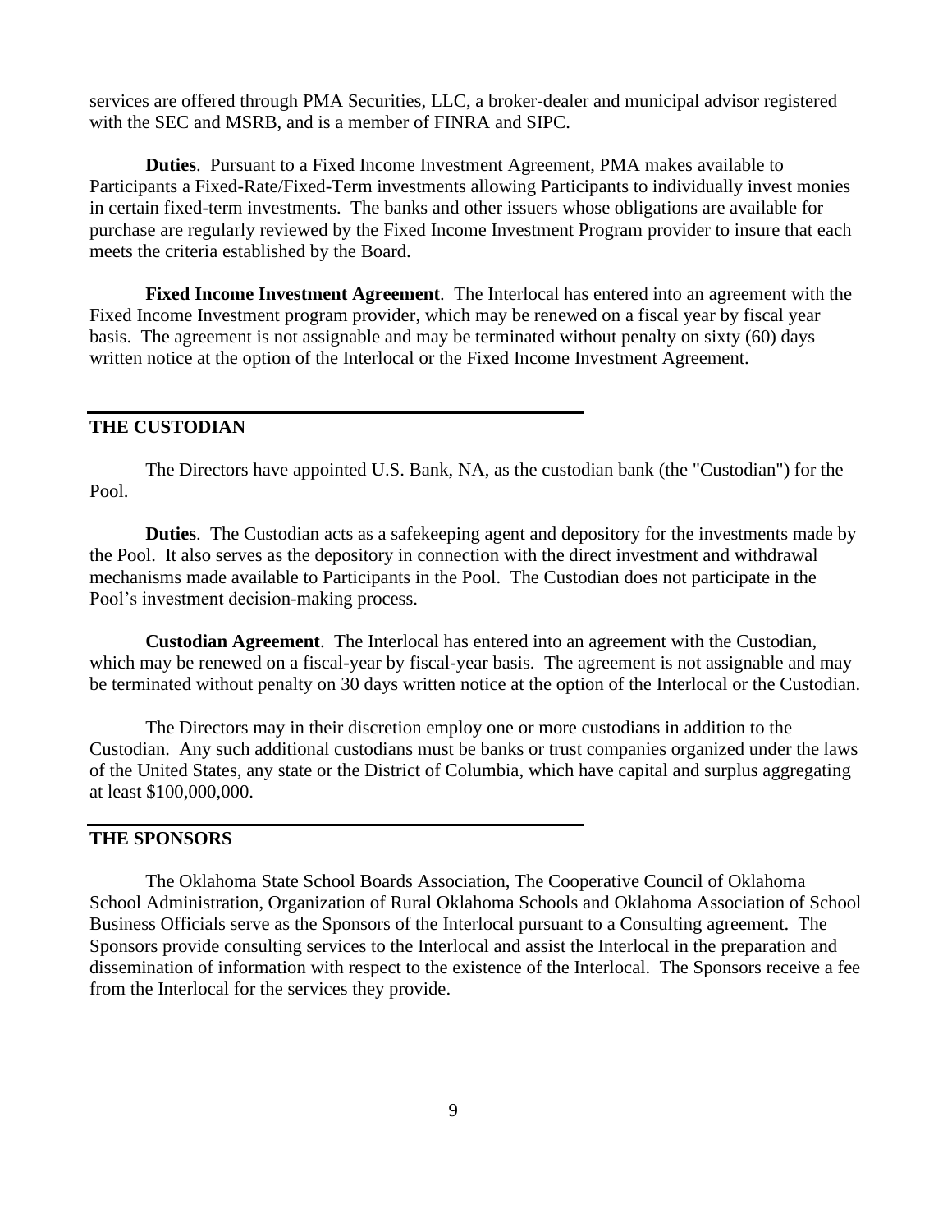services are offered through PMA Securities, LLC, a broker-dealer and municipal advisor registered with the SEC and MSRB, and is a member of FINRA and SIPC.

**Duties**. Pursuant to a Fixed Income Investment Agreement, PMA makes available to Participants a Fixed-Rate/Fixed-Term investments allowing Participants to individually invest monies in certain fixed-term investments. The banks and other issuers whose obligations are available for purchase are regularly reviewed by the Fixed Income Investment Program provider to insure that each meets the criteria established by the Board.

**Fixed Income Investment Agreement**. The Interlocal has entered into an agreement with the Fixed Income Investment program provider, which may be renewed on a fiscal year by fiscal year basis. The agreement is not assignable and may be terminated without penalty on sixty (60) days written notice at the option of the Interlocal or the Fixed Income Investment Agreement.

## THE CUSTODIAN

The Directors have appointed U.S. Bank, NA, as the custodian bank (the "Custodian") for the Pool.

**Duties**. The Custodian acts as a safekeeping agent and depository for the investments made by the Pool. It also serves as the depository in connection with the direct investment and withdrawal mechanisms made available to Participants in the Pool. The Custodian does not participate in the Pool's investment decision-making process.

**Custodian Agreement**. The Interlocal has entered into an agreement with the Custodian, which may be renewed on a fiscal-year by fiscal-year basis. The agreement is not assignable and may be terminated without penalty on 30 days written notice at the option of the Interlocal or the Custodian.

The Directors may in their discretion employ one or more custodians in addition to the Custodian. Any such additional custodians must be banks or trust companies organized under the laws of the United States, any state or the District of Columbia, which have capital and surplus aggregating at least $100,000,000.

## THE SPONSORS

The Oklahoma State School Boards Association, The Cooperative Council of Oklahoma School Administration, Organization of Rural Oklahoma Schools and Oklahoma Association of School Business Officials serve as the Sponsors of the Interlocal pursuant to a Consulting agreement. The Sponsors provide consulting services to the Interlocal and assist the Interlocal in the preparation and dissemination of information with respect to the existence of the Interlocal. The Sponsors receive a fee from the Interlocal for the services they provide.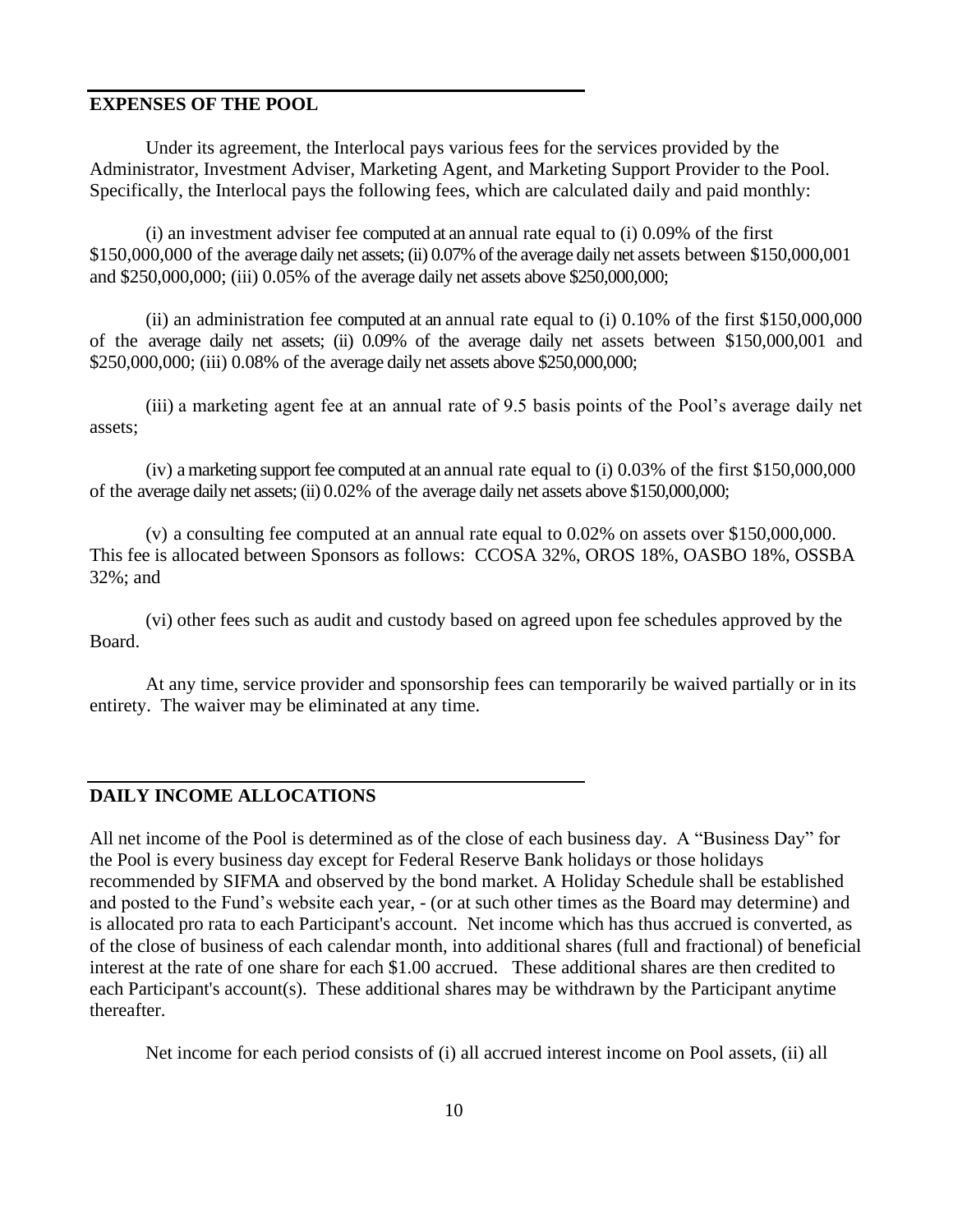## EXPENSES OF THE POOL

Under its agreement, the Interlocal pays various fees for the services provided by the Administrator, Investment Adviser, Marketing Agent, and Marketing Support Provider to the Pool. Specifically, the Interlocal pays the following fees, which are calculated daily and paid monthly:

(i) an investment adviser fee computed at an annual rate equal to (i) 0.09% of the first $150,000,000 of the average daily net assets; (ii) 0.07% of the average daily net assets between $150,000,001 and $250,000,000; (iii) 0.05% of the average daily net assets above $250,000,000;

(ii) an administration fee computed at an annual rate equal to (i) 0.10% of the first $150,000,000 of the average daily net assets; (ii) 0.09% of the average daily net assets between $150,000,001 and $250,000,000; (iii) 0.08% of the average daily net assets above $250,000,000;

(iii) a marketing agent fee at an annual rate of 9.5 basis points of the Pool's average daily net assets;

(iv) a marketing support fee computed at an annual rate equal to (i) 0.03% of the first $150,000,000 of the average daily net assets; (ii) 0.02% of the average daily net assets above $150,000,000;

(v) a consulting fee computed at an annual rate equal to 0.02% on assets over $150,000,000. This fee is allocated between Sponsors as follows: CCOSA 32%, OROS 18%, OASBO 18%, OSSBA 32%; and

(vi) other fees such as audit and custody based on agreed upon fee schedules approved by the Board.

At any time, service provider and sponsorship fees can temporarily be waived partially or in its entirety. The waiver may be eliminated at any time.

## DAILY INCOME ALLOCATIONS

All net income of the Pool is determined as of the close of each business day. A "Business Day" for the Pool is every business day except for Federal Reserve Bank holidays or those holidays recommended by SIFMA and observed by the bond market. A Holiday Schedule shall be established and posted to the Fund's website each year, - (or at such other times as the Board may determine) and is allocated pro rata to each Participant's account. Net income which has thus accrued is converted, as of the close of business of each calendar month, into additional shares (full and fractional) of beneficial interest at the rate of one share for each $1.00 accrued. These additional shares are then credited to each Participant's account(s). These additional shares may be withdrawn by the Participant anytime thereafter.

Net income for each period consists of (i) all accrued interest income on Pool assets, (ii) all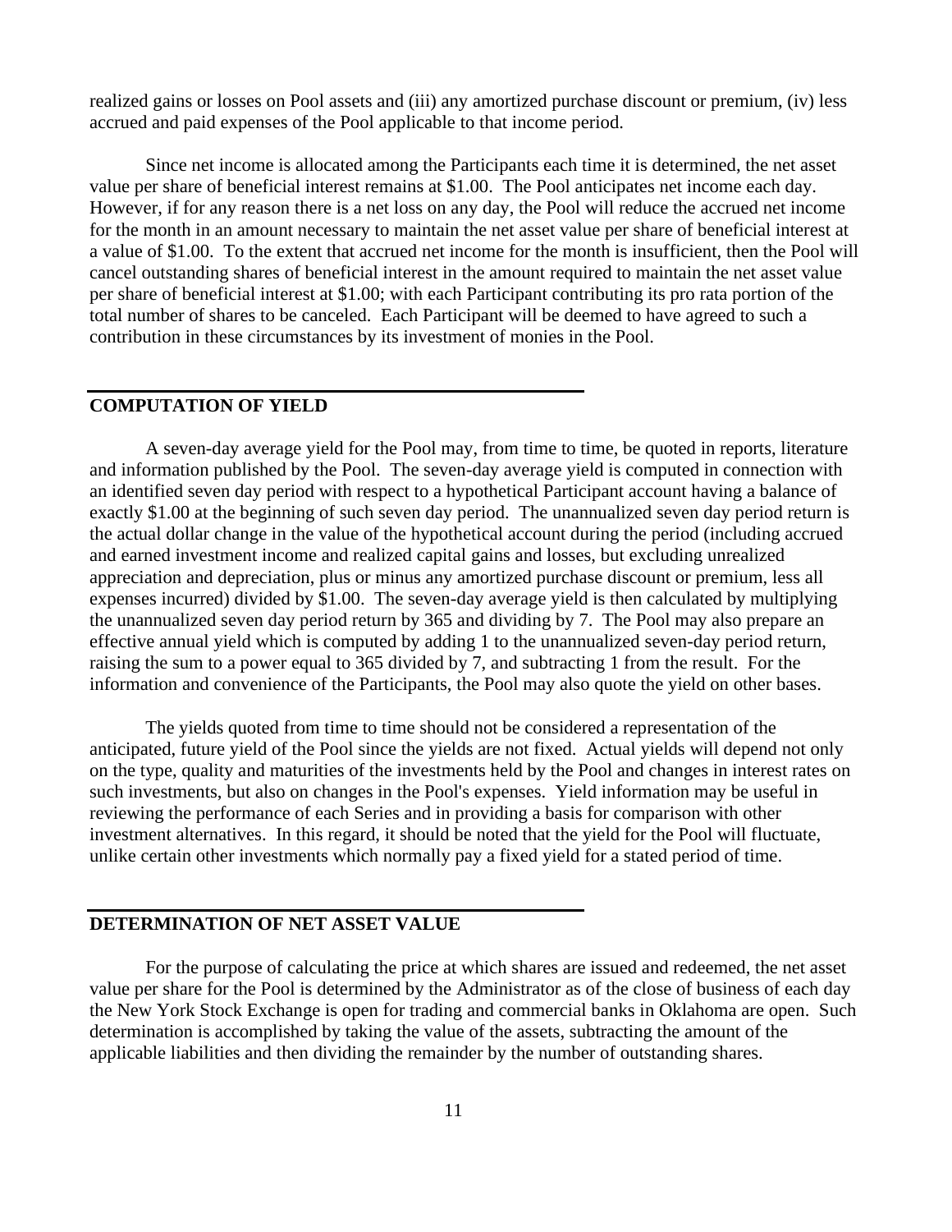realized gains or losses on Pool assets and (iii) any amortized purchase discount or premium, (iv) less accrued and paid expenses of the Pool applicable to that income period.

Since net income is allocated among the Participants each time it is determined, the net asset value per share of beneficial interest remains at $1.00. The Pool anticipates net income each day. However, if for any reason there is a net loss on any day, the Pool will reduce the accrued net income for the month in an amount necessary to maintain the net asset value per share of beneficial interest at a value of $1.00. To the extent that accrued net income for the month is insufficient, then the Pool will cancel outstanding shares of beneficial interest in the amount required to maintain the net asset value per share of beneficial interest at $1.00; with each Participant contributing its pro rata portion of the total number of shares to be canceled. Each Participant will be deemed to have agreed to such a contribution in these circumstances by its investment of monies in the Pool.

## COMPUTATION OF YIELD

A seven-day average yield for the Pool may, from time to time, be quoted in reports, literature and information published by the Pool. The seven-day average yield is computed in connection with an identified seven day period with respect to a hypothetical Participant account having a balance of exactly $1.00 at the beginning of such seven day period. The unannualized seven day period return is the actual dollar change in the value of the hypothetical account during the period (including accrued and earned investment income and realized capital gains and losses, but excluding unrealized appreciation and depreciation, plus or minus any amortized purchase discount or premium, less all expenses incurred) divided by $1.00. The seven-day average yield is then calculated by multiplying the unannualized seven day period return by 365 and dividing by 7. The Pool may also prepare an effective annual yield which is computed by adding 1 to the unannualized seven-day period return, raising the sum to a power equal to 365 divided by 7, and subtracting 1 from the result. For the information and convenience of the Participants, the Pool may also quote the yield on other bases.

The yields quoted from time to time should not be considered a representation of the anticipated, future yield of the Pool since the yields are not fixed. Actual yields will depend not only on the type, quality and maturities of the investments held by the Pool and changes in interest rates on such investments, but also on changes in the Pool's expenses. Yield information may be useful in reviewing the performance of each Series and in providing a basis for comparison with other investment alternatives. In this regard, it should be noted that the yield for the Pool will fluctuate, unlike certain other investments which normally pay a fixed yield for a stated period of time.

## DETERMINATION OF NET ASSET VALUE

For the purpose of calculating the price at which shares are issued and redeemed, the net asset value per share for the Pool is determined by the Administrator as of the close of business of each day the New York Stock Exchange is open for trading and commercial banks in Oklahoma are open. Such determination is accomplished by taking the value of the assets, subtracting the amount of the applicable liabilities and then dividing the remainder by the number of outstanding shares.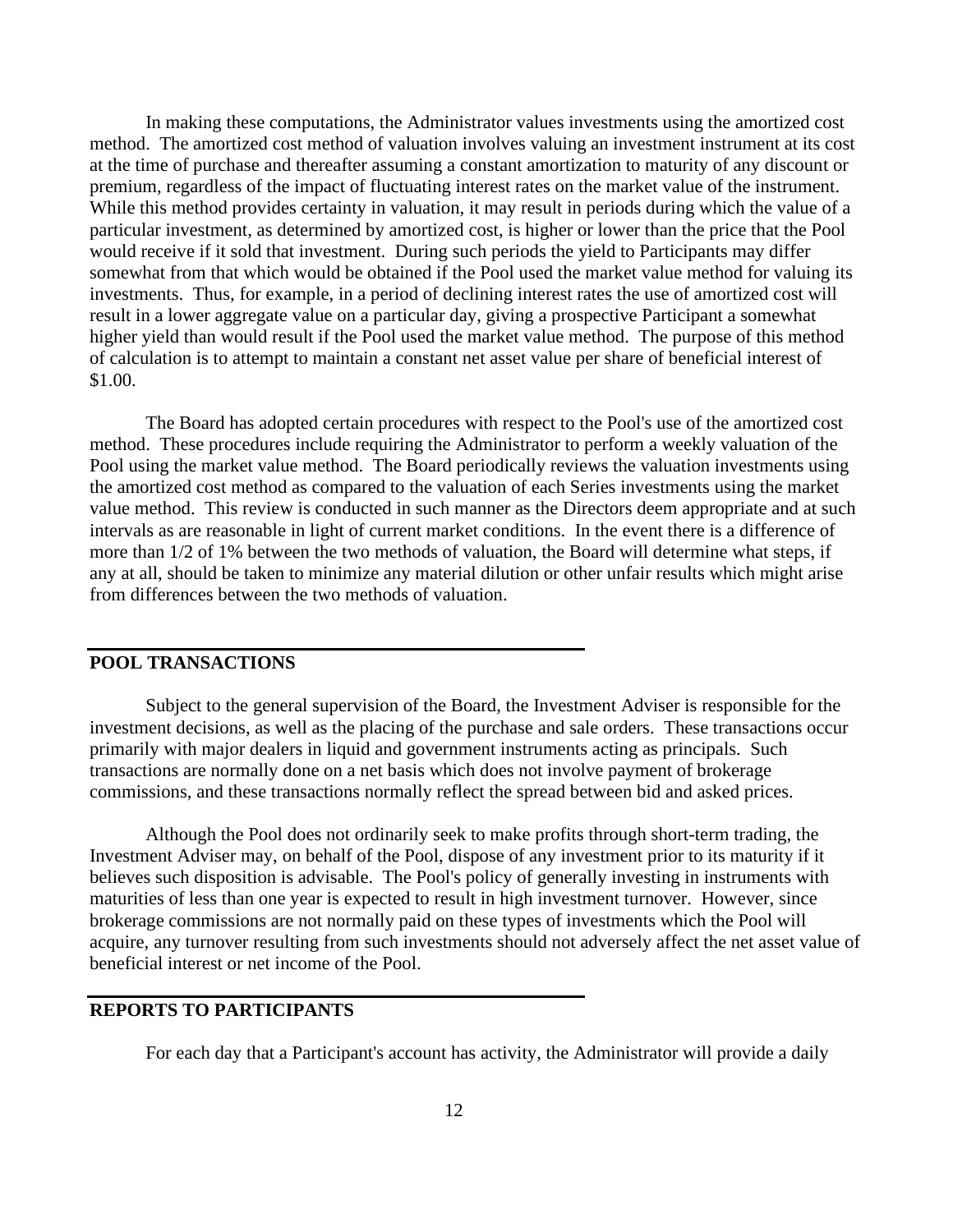In making these computations, the Administrator values investments using the amortized cost method. The amortized cost method of valuation involves valuing an investment instrument at its cost at the time of purchase and thereafter assuming a constant amortization to maturity of any discount or premium, regardless of the impact of fluctuating interest rates on the market value of the instrument. While this method provides certainty in valuation, it may result in periods during which the value of a particular investment, as determined by amortized cost, is higher or lower than the price that the Pool would receive if it sold that investment. During such periods the yield to Participants may differ somewhat from that which would be obtained if the Pool used the market value method for valuing its investments. Thus, for example, in a period of declining interest rates the use of amortized cost will result in a lower aggregate value on a particular day, giving a prospective Participant a somewhat higher yield than would result if the Pool used the market value method. The purpose of this method of calculation is to attempt to maintain a constant net asset value per share of beneficial interest of $1.00.

The Board has adopted certain procedures with respect to the Pool's use of the amortized cost method. These procedures include requiring the Administrator to perform a weekly valuation of the Pool using the market value method. The Board periodically reviews the valuation investments using the amortized cost method as compared to the valuation of each Series investments using the market value method. This review is conducted in such manner as the Directors deem appropriate and at such intervals as are reasonable in light of current market conditions. In the event there is a difference of more than 1/2 of 1% between the two methods of valuation, the Board will determine what steps, if any at all, should be taken to minimize any material dilution or other unfair results which might arise from differences between the two methods of valuation.

## POOL TRANSACTIONS

Subject to the general supervision of the Board, the Investment Adviser is responsible for the investment decisions, as well as the placing of the purchase and sale orders. These transactions occur primarily with major dealers in liquid and government instruments acting as principals. Such transactions are normally done on a net basis which does not involve payment of brokerage commissions, and these transactions normally reflect the spread between bid and asked prices.

Although the Pool does not ordinarily seek to make profits through short-term trading, the Investment Adviser may, on behalf of the Pool, dispose of any investment prior to its maturity if it believes such disposition is advisable. The Pool's policy of generally investing in instruments with maturities of less than one year is expected to result in high investment turnover. However, since brokerage commissions are not normally paid on these types of investments which the Pool will acquire, any turnover resulting from such investments should not adversely affect the net asset value of beneficial interest or net income of the Pool.

## REPORTS TO PARTICIPANTS

For each day that a Participant's account has activity, the Administrator will provide a daily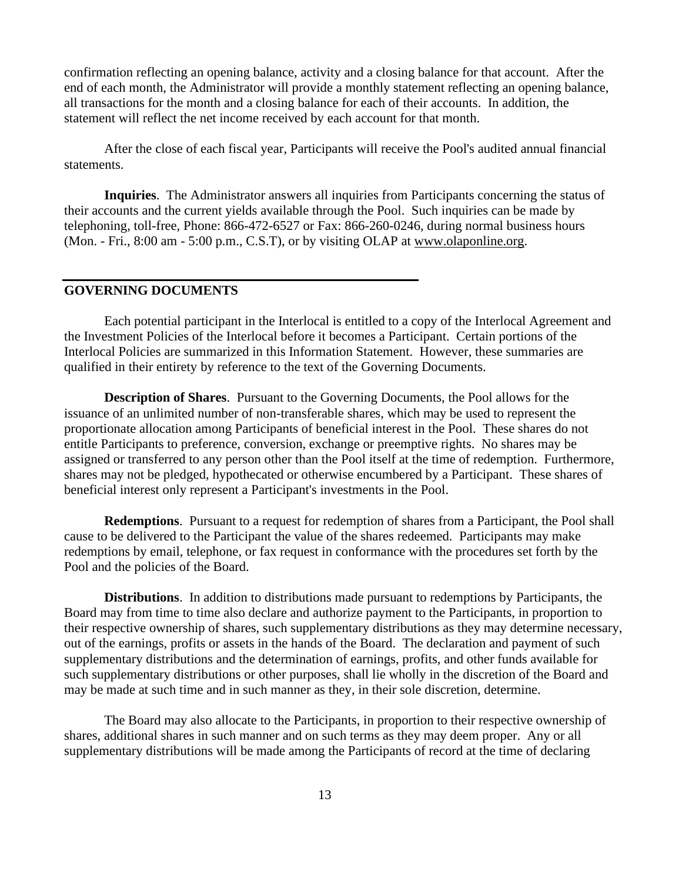confirmation reflecting an opening balance, activity and a closing balance for that account. After the end of each month, the Administrator will provide a monthly statement reflecting an opening balance, all transactions for the month and a closing balance for each of their accounts. In addition, the statement will reflect the net income received by each account for that month.

After the close of each fiscal year, Participants will receive the Pool's audited annual financial statements.

**Inquiries**. The Administrator answers all inquiries from Participants concerning the status of their accounts and the current yields available through the Pool. Such inquiries can be made by telephoning, toll-free, Phone: 866-472-6527 or Fax: 866-260-0246, during normal business hours (Mon. - Fri., 8:00 am - 5:00 p.m., C.S.T), or by visiting OLAP at www.olaponline.org.

## GOVERNING DOCUMENTS

Each potential participant in the Interlocal is entitled to a copy of the Interlocal Agreement and the Investment Policies of the Interlocal before it becomes a Participant. Certain portions of the Interlocal Policies are summarized in this Information Statement. However, these summaries are qualified in their entirety by reference to the text of the Governing Documents.

**Description of Shares**. Pursuant to the Governing Documents, the Pool allows for the issuance of an unlimited number of non-transferable shares, which may be used to represent the proportionate allocation among Participants of beneficial interest in the Pool. These shares do not entitle Participants to preference, conversion, exchange or preemptive rights. No shares may be assigned or transferred to any person other than the Pool itself at the time of redemption. Furthermore, shares may not be pledged, hypothecated or otherwise encumbered by a Participant. These shares of beneficial interest only represent a Participant's investments in the Pool.

**Redemptions**. Pursuant to a request for redemption of shares from a Participant, the Pool shall cause to be delivered to the Participant the value of the shares redeemed. Participants may make redemptions by email, telephone, or fax request in conformance with the procedures set forth by the Pool and the policies of the Board.

**Distributions**. In addition to distributions made pursuant to redemptions by Participants, the Board may from time to time also declare and authorize payment to the Participants, in proportion to their respective ownership of shares, such supplementary distributions as they may determine necessary, out of the earnings, profits or assets in the hands of the Board. The declaration and payment of such supplementary distributions and the determination of earnings, profits, and other funds available for such supplementary distributions or other purposes, shall lie wholly in the discretion of the Board and may be made at such time and in such manner as they, in their sole discretion, determine.

The Board may also allocate to the Participants, in proportion to their respective ownership of shares, additional shares in such manner and on such terms as they may deem proper. Any or all supplementary distributions will be made among the Participants of record at the time of declaring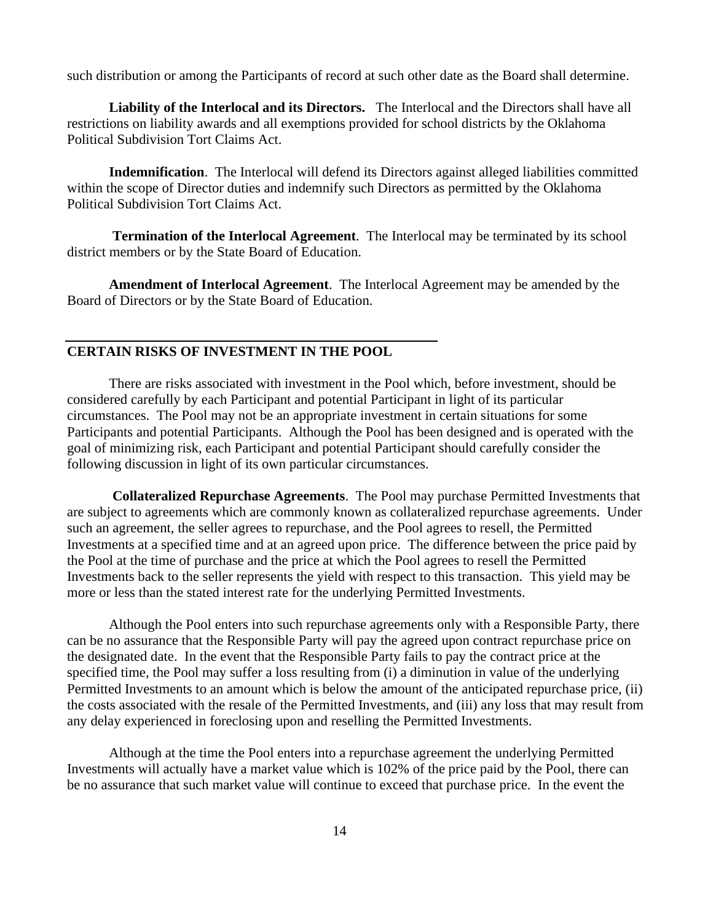such distribution or among the Participants of record at such other date as the Board shall determine.

**Liability of the Interlocal and its Directors.** The Interlocal and the Directors shall have all restrictions on liability awards and all exemptions provided for school districts by the Oklahoma Political Subdivision Tort Claims Act.

**Indemnification**. The Interlocal will defend its Directors against alleged liabilities committed within the scope of Director duties and indemnify such Directors as permitted by the Oklahoma Political Subdivision Tort Claims Act.

**Termination of the Interlocal Agreement**. The Interlocal may be terminated by its school district members or by the State Board of Education.

**Amendment of Interlocal Agreement**. The Interlocal Agreement may be amended by the Board of Directors or by the State Board of Education.

## CERTAIN RISKS OF INVESTMENT IN THE POOL

There are risks associated with investment in the Pool which, before investment, should be considered carefully by each Participant and potential Participant in light of its particular circumstances. The Pool may not be an appropriate investment in certain situations for some Participants and potential Participants. Although the Pool has been designed and is operated with the goal of minimizing risk, each Participant and potential Participant should carefully consider the following discussion in light of its own particular circumstances.

**Collateralized Repurchase Agreements**. The Pool may purchase Permitted Investments that are subject to agreements which are commonly known as collateralized repurchase agreements. Under such an agreement, the seller agrees to repurchase, and the Pool agrees to resell, the Permitted Investments at a specified time and at an agreed upon price. The difference between the price paid by the Pool at the time of purchase and the price at which the Pool agrees to resell the Permitted Investments back to the seller represents the yield with respect to this transaction. This yield may be more or less than the stated interest rate for the underlying Permitted Investments.

Although the Pool enters into such repurchase agreements only with a Responsible Party, there can be no assurance that the Responsible Party will pay the agreed upon contract repurchase price on the designated date. In the event that the Responsible Party fails to pay the contract price at the specified time, the Pool may suffer a loss resulting from (i) a diminution in value of the underlying Permitted Investments to an amount which is below the amount of the anticipated repurchase price, (ii) the costs associated with the resale of the Permitted Investments, and (iii) any loss that may result from any delay experienced in foreclosing upon and reselling the Permitted Investments.

Although at the time the Pool enters into a repurchase agreement the underlying Permitted Investments will actually have a market value which is 102% of the price paid by the Pool, there can be no assurance that such market value will continue to exceed that purchase price. In the event the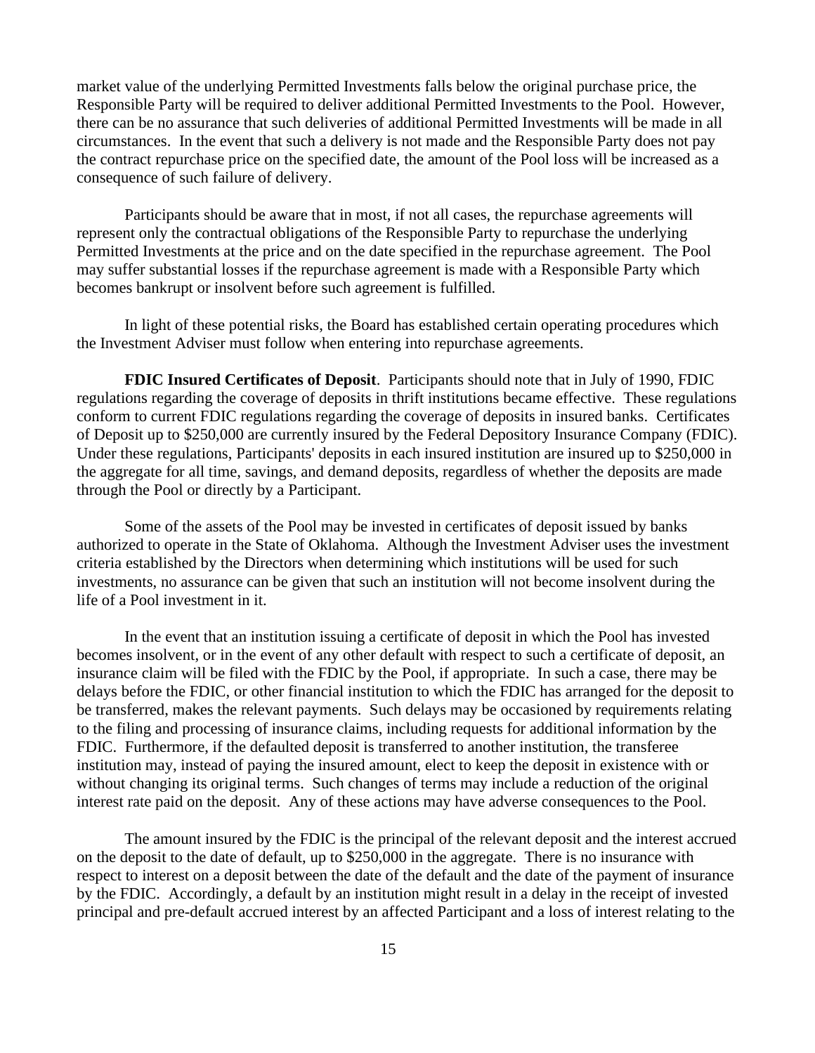market value of the underlying Permitted Investments falls below the original purchase price, the Responsible Party will be required to deliver additional Permitted Investments to the Pool. However, there can be no assurance that such deliveries of additional Permitted Investments will be made in all circumstances. In the event that such a delivery is not made and the Responsible Party does not pay the contract repurchase price on the specified date, the amount of the Pool loss will be increased as a consequence of such failure of delivery.

Participants should be aware that in most, if not all cases, the repurchase agreements will represent only the contractual obligations of the Responsible Party to repurchase the underlying Permitted Investments at the price and on the date specified in the repurchase agreement. The Pool may suffer substantial losses if the repurchase agreement is made with a Responsible Party which becomes bankrupt or insolvent before such agreement is fulfilled.

In light of these potential risks, the Board has established certain operating procedures which the Investment Adviser must follow when entering into repurchase agreements.

**FDIC Insured Certificates of Deposit**. Participants should note that in July of 1990, FDIC regulations regarding the coverage of deposits in thrift institutions became effective. These regulations conform to current FDIC regulations regarding the coverage of deposits in insured banks. Certificates of Deposit up to $250,000 are currently insured by the Federal Depository Insurance Company (FDIC). Under these regulations, Participants' deposits in each insured institution are insured up to $250,000 in the aggregate for all time, savings, and demand deposits, regardless of whether the deposits are made through the Pool or directly by a Participant.

Some of the assets of the Pool may be invested in certificates of deposit issued by banks authorized to operate in the State of Oklahoma. Although the Investment Adviser uses the investment criteria established by the Directors when determining which institutions will be used for such investments, no assurance can be given that such an institution will not become insolvent during the life of a Pool investment in it.

In the event that an institution issuing a certificate of deposit in which the Pool has invested becomes insolvent, or in the event of any other default with respect to such a certificate of deposit, an insurance claim will be filed with the FDIC by the Pool, if appropriate. In such a case, there may be delays before the FDIC, or other financial institution to which the FDIC has arranged for the deposit to be transferred, makes the relevant payments. Such delays may be occasioned by requirements relating to the filing and processing of insurance claims, including requests for additional information by the FDIC. Furthermore, if the defaulted deposit is transferred to another institution, the transferee institution may, instead of paying the insured amount, elect to keep the deposit in existence with or without changing its original terms. Such changes of terms may include a reduction of the original interest rate paid on the deposit. Any of these actions may have adverse consequences to the Pool.

The amount insured by the FDIC is the principal of the relevant deposit and the interest accrued on the deposit to the date of default, up to $250,000 in the aggregate. There is no insurance with respect to interest on a deposit between the date of the default and the date of the payment of insurance by the FDIC. Accordingly, a default by an institution might result in a delay in the receipt of invested principal and pre-default accrued interest by an affected Participant and a loss of interest relating to the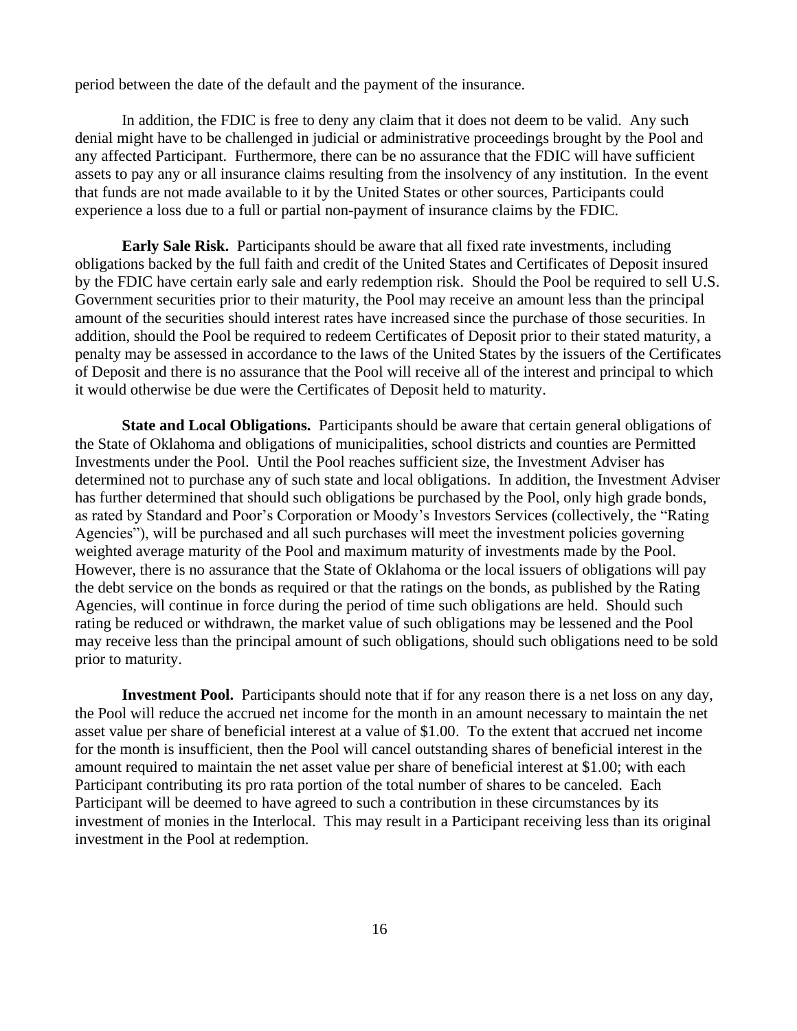period between the date of the default and the payment of the insurance.

In addition, the FDIC is free to deny any claim that it does not deem to be valid. Any such denial might have to be challenged in judicial or administrative proceedings brought by the Pool and any affected Participant. Furthermore, there can be no assurance that the FDIC will have sufficient assets to pay any or all insurance claims resulting from the insolvency of any institution. In the event that funds are not made available to it by the United States or other sources, Participants could experience a loss due to a full or partial non-payment of insurance claims by the FDIC.

**Early Sale Risk.** Participants should be aware that all fixed rate investments, including obligations backed by the full faith and credit of the United States and Certificates of Deposit insured by the FDIC have certain early sale and early redemption risk. Should the Pool be required to sell U.S. Government securities prior to their maturity, the Pool may receive an amount less than the principal amount of the securities should interest rates have increased since the purchase of those securities. In addition, should the Pool be required to redeem Certificates of Deposit prior to their stated maturity, a penalty may be assessed in accordance to the laws of the United States by the issuers of the Certificates of Deposit and there is no assurance that the Pool will receive all of the interest and principal to which it would otherwise be due were the Certificates of Deposit held to maturity.

**State and Local Obligations.** Participants should be aware that certain general obligations of the State of Oklahoma and obligations of municipalities, school districts and counties are Permitted Investments under the Pool. Until the Pool reaches sufficient size, the Investment Adviser has determined not to purchase any of such state and local obligations. In addition, the Investment Adviser has further determined that should such obligations be purchased by the Pool, only high grade bonds, as rated by Standard and Poor's Corporation or Moody's Investors Services (collectively, the "Rating Agencies"), will be purchased and all such purchases will meet the investment policies governing weighted average maturity of the Pool and maximum maturity of investments made by the Pool. However, there is no assurance that the State of Oklahoma or the local issuers of obligations will pay the debt service on the bonds as required or that the ratings on the bonds, as published by the Rating Agencies, will continue in force during the period of time such obligations are held. Should such rating be reduced or withdrawn, the market value of such obligations may be lessened and the Pool may receive less than the principal amount of such obligations, should such obligations need to be sold prior to maturity.

**Investment Pool.** Participants should note that if for any reason there is a net loss on any day, the Pool will reduce the accrued net income for the month in an amount necessary to maintain the net asset value per share of beneficial interest at a value of $1.00. To the extent that accrued net income for the month is insufficient, then the Pool will cancel outstanding shares of beneficial interest in the amount required to maintain the net asset value per share of beneficial interest at $1.00; with each Participant contributing its pro rata portion of the total number of shares to be canceled. Each Participant will be deemed to have agreed to such a contribution in these circumstances by its investment of monies in the Interlocal. This may result in a Participant receiving less than its original investment in the Pool at redemption.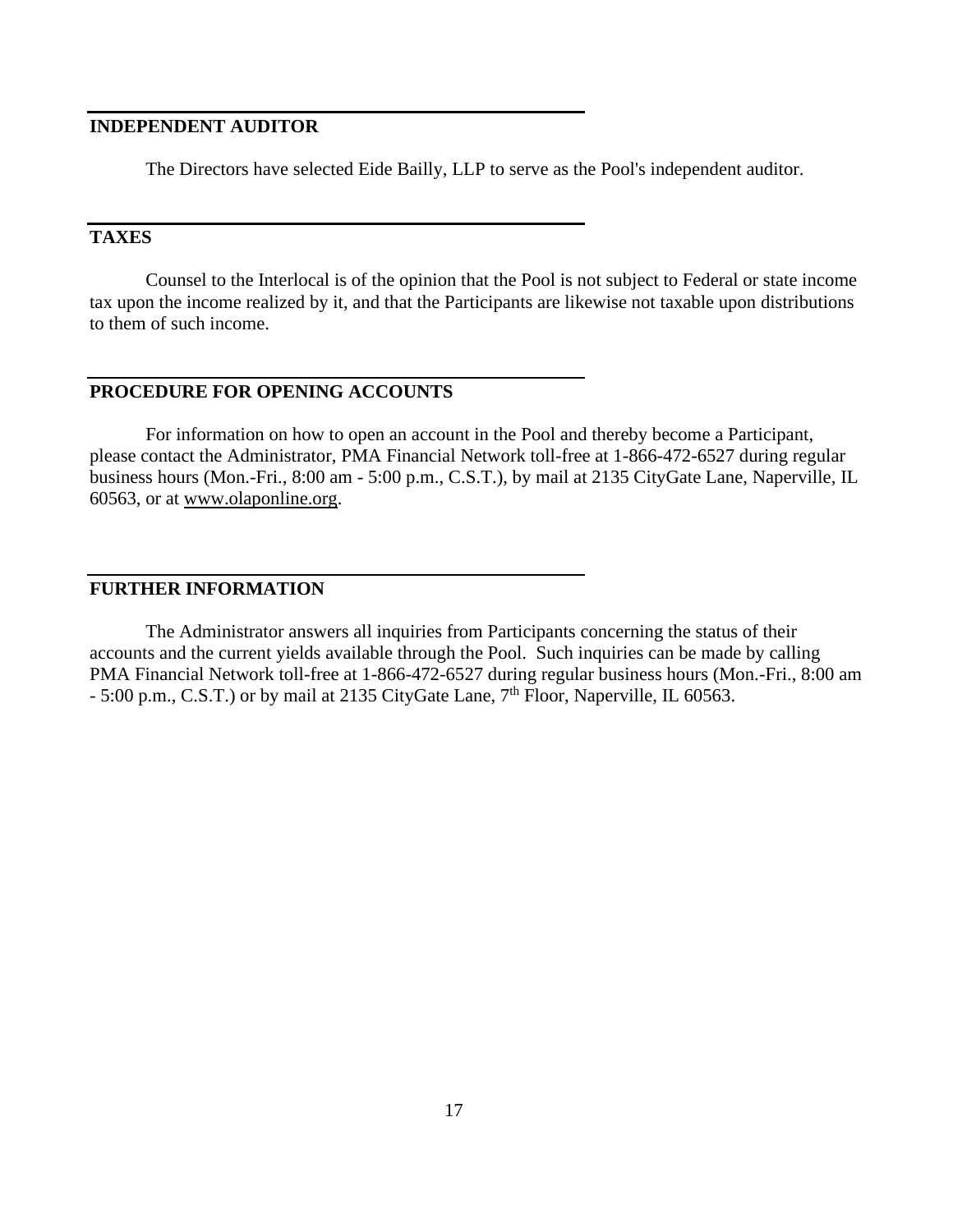## INDEPENDENT AUDITOR

The Directors have selected Eide Bailly, LLP to serve as the Pool's independent auditor.

## TAXES

Counsel to the Interlocal is of the opinion that the Pool is not subject to Federal or state income tax upon the income realized by it, and that the Participants are likewise not taxable upon distributions to them of such income.

## PROCEDURE FOR OPENING ACCOUNTS

For information on how to open an account in the Pool and thereby become a Participant, please contact the Administrator, PMA Financial Network toll-free at 1-866-472-6527 during regular business hours (Mon.-Fri., 8:00 am - 5:00 p.m., C.S.T.), by mail at 2135 CityGate Lane, Naperville, IL 60563, or at www.olaponline.org.

## FURTHER INFORMATION

The Administrator answers all inquiries from Participants concerning the status of their accounts and the current yields available through the Pool. Such inquiries can be made by calling PMA Financial Network toll-free at 1-866-472-6527 during regular business hours (Mon.-Fri., 8:00 am - 5:00 p.m., C.S.T.) or by mail at 2135 CityGate Lane, 7th Floor, Naperville, IL 60563.